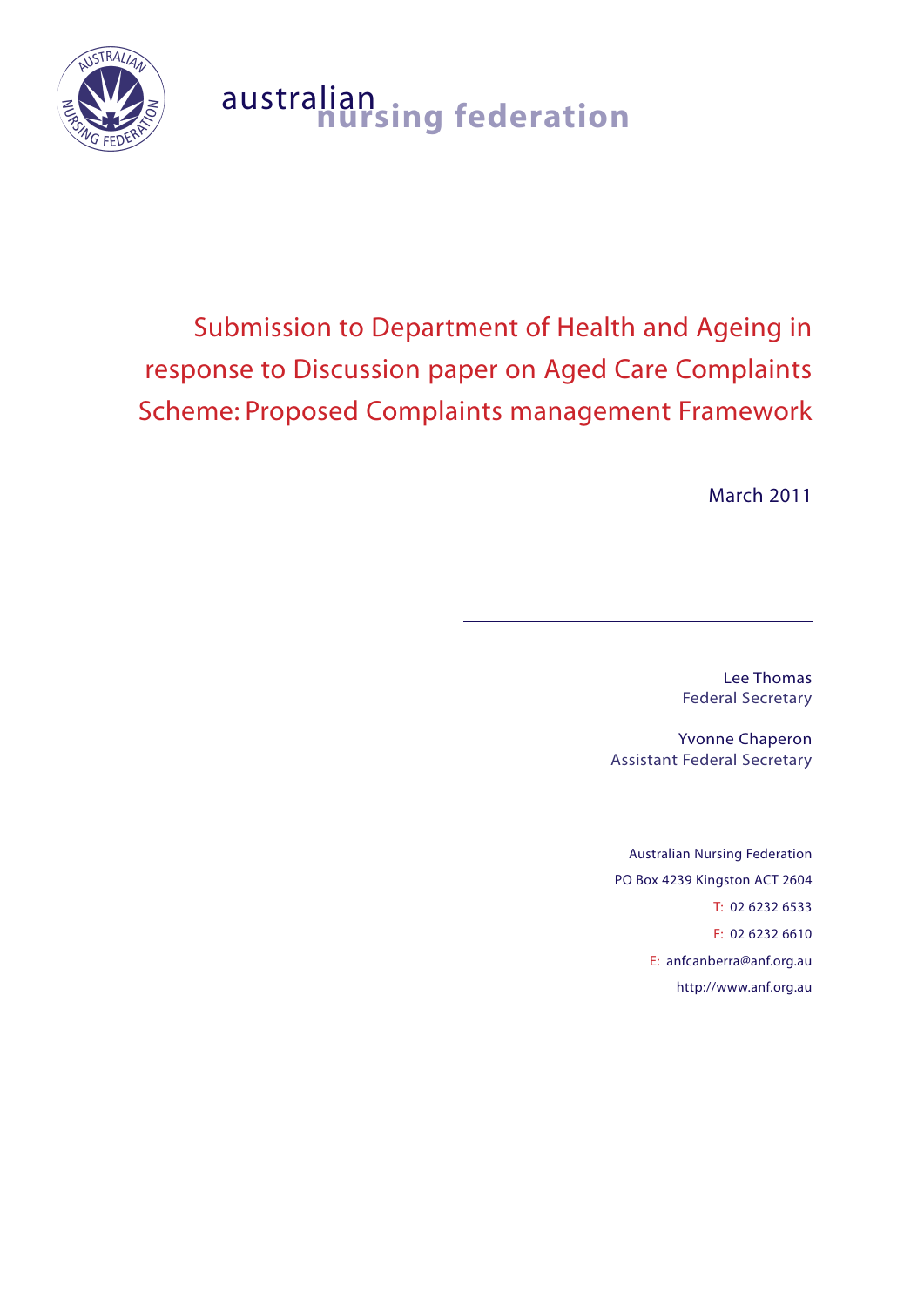australian nursing federation

# Submission to Department of Health and Ageing in response to Discussion paper on Aged Care Complaints Scheme: Proposed Complaints management Framework

March 2011

---

Lee Thomas
Federal Secretary

Yvonne Chaperon
Assistant Federal Secretary

Australian Nursing Federation
PO Box 4239 Kingston ACT 2604
T: 02 6232 6533
F: 02 6232 6610
E: anfcanberra@anf.org.au
http://www.anf.org.au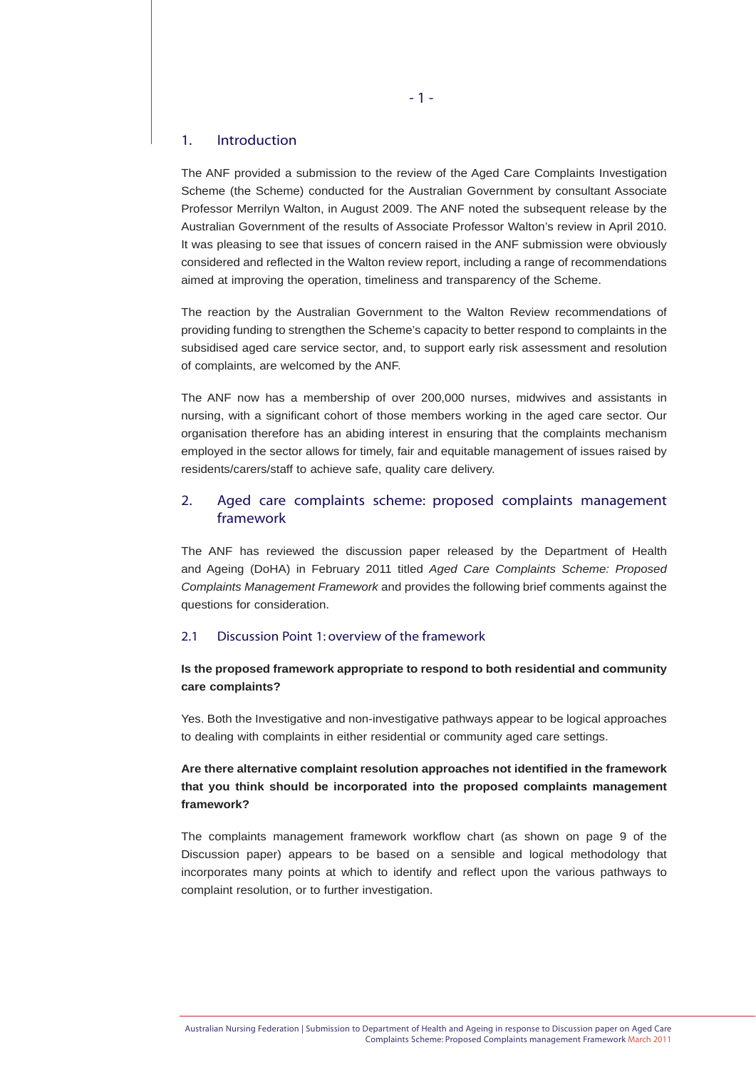## 1. Introduction

The ANF provided a submission to the review of the Aged Care Complaints Investigation Scheme (the Scheme) conducted for the Australian Government by consultant Associate Professor Merrilyn Walton, in August 2009. The ANF noted the subsequent release by the Australian Government of the results of Associate Professor Walton's review in April 2010. It was pleasing to see that issues of concern raised in the ANF submission were obviously considered and reflected in the Walton review report, including a range of recommendations aimed at improving the operation, timeliness and transparency of the Scheme.

The reaction by the Australian Government to the Walton Review recommendations of providing funding to strengthen the Scheme's capacity to better respond to complaints in the subsidised aged care service sector, and, to support early risk assessment and resolution of complaints, are welcomed by the ANF.

The ANF now has a membership of over 200,000 nurses, midwives and assistants in nursing, with a significant cohort of those members working in the aged care sector. Our organisation therefore has an abiding interest in ensuring that the complaints mechanism employed in the sector allows for timely, fair and equitable management of issues raised by residents/carers/staff to achieve safe, quality care delivery.

## 2. Aged care complaints scheme: proposed complaints management framework

The ANF has reviewed the discussion paper released by the Department of Health and Ageing (DoHA) in February 2011 titled *Aged Care Complaints Scheme: Proposed Complaints Management Framework* and provides the following brief comments against the questions for consideration.

### 2.1 Discussion Point 1: overview of the framework

**Is the proposed framework appropriate to respond to both residential and community care complaints?**

Yes. Both the Investigative and non-investigative pathways appear to be logical approaches to dealing with complaints in either residential or community aged care settings.

**Are there alternative complaint resolution approaches not identified in the framework that you think should be incorporated into the proposed complaints management framework?**

The complaints management framework workflow chart (as shown on page 9 of the Discussion paper) appears to be based on a sensible and logical methodology that incorporates many points at which to identify and reflect upon the various pathways to complaint resolution, or to further investigation.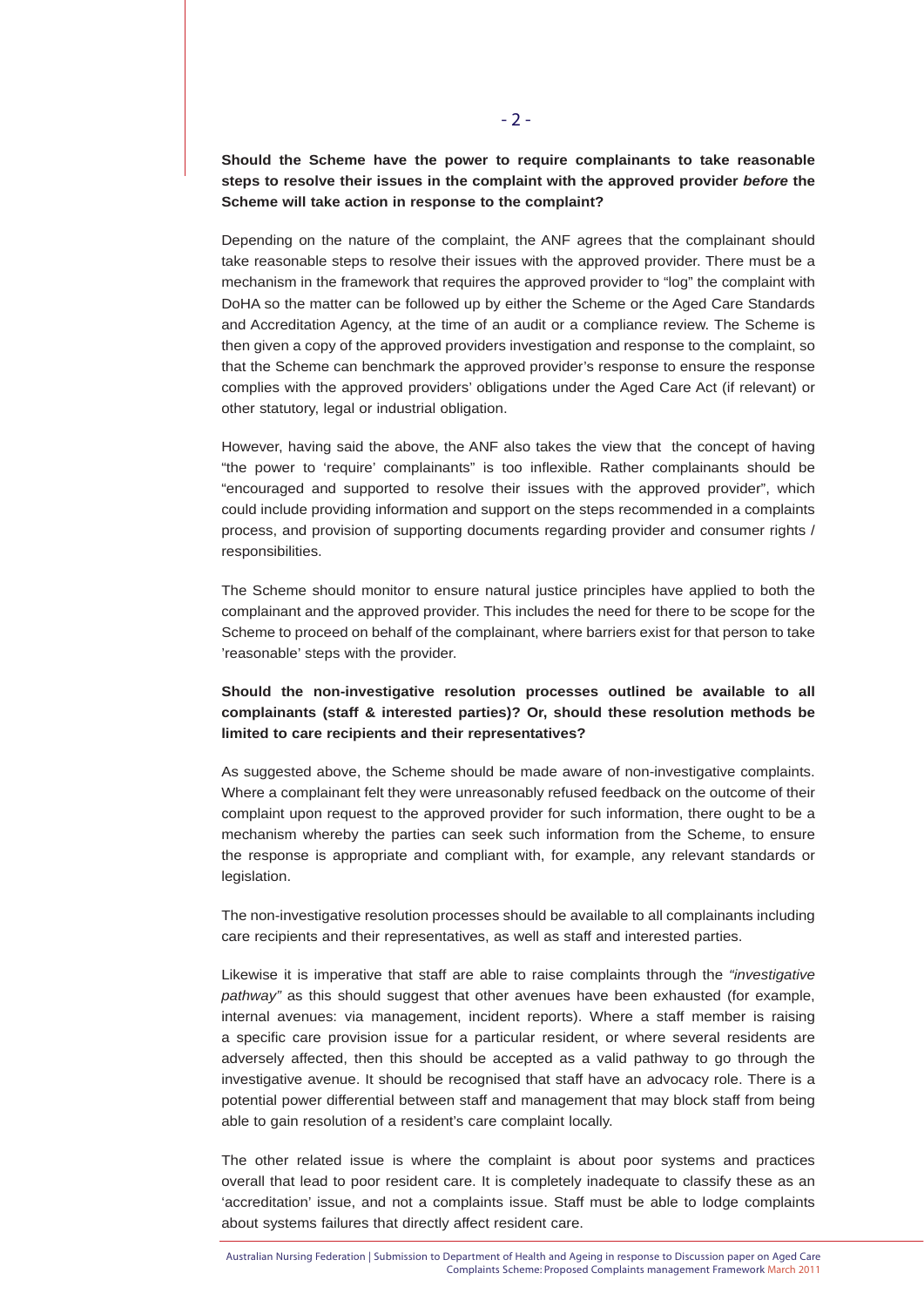**Should the Scheme have the power to require complainants to take reasonable steps to resolve their issues in the complaint with the approved provider *before* the Scheme will take action in response to the complaint?**

Depending on the nature of the complaint, the ANF agrees that the complainant should take reasonable steps to resolve their issues with the approved provider. There must be a mechanism in the framework that requires the approved provider to "log" the complaint with DoHA so the matter can be followed up by either the Scheme or the Aged Care Standards and Accreditation Agency, at the time of an audit or a compliance review. The Scheme is then given a copy of the approved providers investigation and response to the complaint, so that the Scheme can benchmark the approved provider's response to ensure the response complies with the approved providers' obligations under the Aged Care Act (if relevant) or other statutory, legal or industrial obligation.

However, having said the above, the ANF also takes the view that the concept of having "the power to 'require' complainants" is too inflexible. Rather complainants should be "encouraged and supported to resolve their issues with the approved provider", which could include providing information and support on the steps recommended in a complaints process, and provision of supporting documents regarding provider and consumer rights / responsibilities.

The Scheme should monitor to ensure natural justice principles have applied to both the complainant and the approved provider. This includes the need for there to be scope for the Scheme to proceed on behalf of the complainant, where barriers exist for that person to take 'reasonable' steps with the provider.

**Should the non-investigative resolution processes outlined be available to all complainants (staff & interested parties)? Or, should these resolution methods be limited to care recipients and their representatives?**

As suggested above, the Scheme should be made aware of non-investigative complaints. Where a complainant felt they were unreasonably refused feedback on the outcome of their complaint upon request to the approved provider for such information, there ought to be a mechanism whereby the parties can seek such information from the Scheme, to ensure the response is appropriate and compliant with, for example, any relevant standards or legislation.

The non-investigative resolution processes should be available to all complainants including care recipients and their representatives, as well as staff and interested parties.

Likewise it is imperative that staff are able to raise complaints through the *"investigative pathway"* as this should suggest that other avenues have been exhausted (for example, internal avenues: via management, incident reports). Where a staff member is raising a specific care provision issue for a particular resident, or where several residents are adversely affected, then this should be accepted as a valid pathway to go through the investigative avenue. It should be recognised that staff have an advocacy role. There is a potential power differential between staff and management that may block staff from being able to gain resolution of a resident's care complaint locally.

The other related issue is where the complaint is about poor systems and practices overall that lead to poor resident care. It is completely inadequate to classify these as an 'accreditation' issue, and not a complaints issue. Staff must be able to lodge complaints about systems failures that directly affect resident care.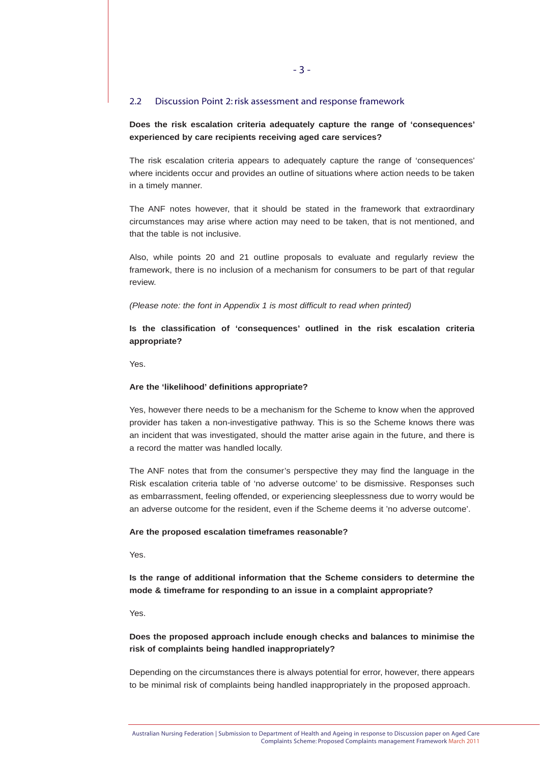## 2.2 Discussion Point 2: risk assessment and response framework

**Does the risk escalation criteria adequately capture the range of 'consequences' experienced by care recipients receiving aged care services?**

The risk escalation criteria appears to adequately capture the range of 'consequences' where incidents occur and provides an outline of situations where action needs to be taken in a timely manner.

The ANF notes however, that it should be stated in the framework that extraordinary circumstances may arise where action may need to be taken, that is not mentioned, and that the table is not inclusive.

Also, while points 20 and 21 outline proposals to evaluate and regularly review the framework, there is no inclusion of a mechanism for consumers to be part of that regular review.

*(Please note: the font in Appendix 1 is most difficult to read when printed)*

**Is the classification of 'consequences' outlined in the risk escalation criteria appropriate?**

Yes.

**Are the 'likelihood' definitions appropriate?**

Yes, however there needs to be a mechanism for the Scheme to know when the approved provider has taken a non-investigative pathway. This is so the Scheme knows there was an incident that was investigated, should the matter arise again in the future, and there is a record the matter was handled locally.

The ANF notes that from the consumer's perspective they may find the language in the Risk escalation criteria table of 'no adverse outcome' to be dismissive. Responses such as embarrassment, feeling offended, or experiencing sleeplessness due to worry would be an adverse outcome for the resident, even if the Scheme deems it 'no adverse outcome'.

**Are the proposed escalation timeframes reasonable?**

Yes.

**Is the range of additional information that the Scheme considers to determine the mode & timeframe for responding to an issue in a complaint appropriate?**

Yes.

**Does the proposed approach include enough checks and balances to minimise the risk of complaints being handled inappropriately?**

Depending on the circumstances there is always potential for error, however, there appears to be minimal risk of complaints being handled inappropriately in the proposed approach.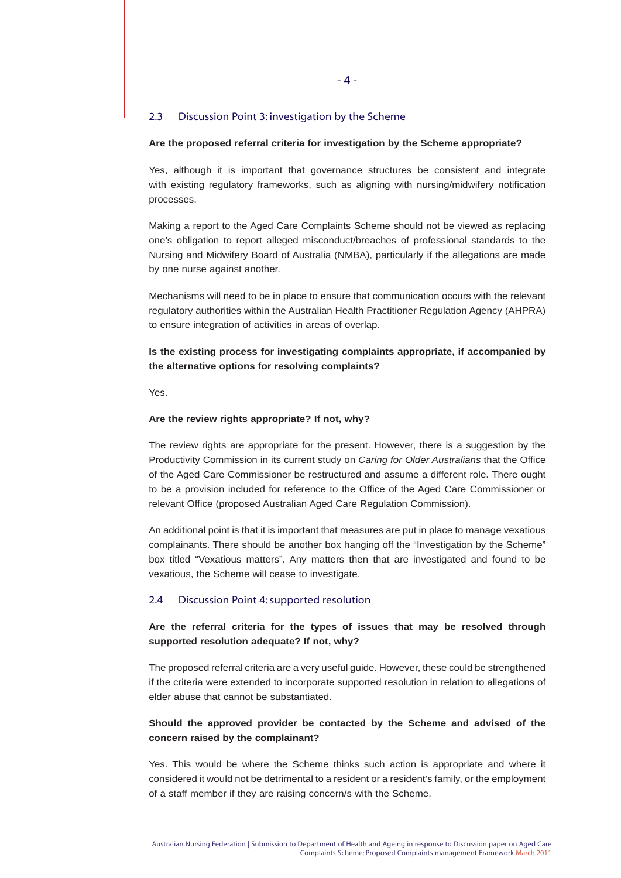## 2.3 Discussion Point 3: investigation by the Scheme

**Are the proposed referral criteria for investigation by the Scheme appropriate?**

Yes, although it is important that governance structures be consistent and integrate with existing regulatory frameworks, such as aligning with nursing/midwifery notification processes.

Making a report to the Aged Care Complaints Scheme should not be viewed as replacing one's obligation to report alleged misconduct/breaches of professional standards to the Nursing and Midwifery Board of Australia (NMBA), particularly if the allegations are made by one nurse against another.

Mechanisms will need to be in place to ensure that communication occurs with the relevant regulatory authorities within the Australian Health Practitioner Regulation Agency (AHPRA) to ensure integration of activities in areas of overlap.

**Is the existing process for investigating complaints appropriate, if accompanied by the alternative options for resolving complaints?**

Yes.

**Are the review rights appropriate? If not, why?**

The review rights are appropriate for the present. However, there is a suggestion by the Productivity Commission in its current study on *Caring for Older Australians* that the Office of the Aged Care Commissioner be restructured and assume a different role. There ought to be a provision included for reference to the Office of the Aged Care Commissioner or relevant Office (proposed Australian Aged Care Regulation Commission).

An additional point is that it is important that measures are put in place to manage vexatious complainants. There should be another box hanging off the "Investigation by the Scheme" box titled "Vexatious matters". Any matters then that are investigated and found to be vexatious, the Scheme will cease to investigate.

## 2.4 Discussion Point 4: supported resolution

**Are the referral criteria for the types of issues that may be resolved through supported resolution adequate? If not, why?**

The proposed referral criteria are a very useful guide. However, these could be strengthened if the criteria were extended to incorporate supported resolution in relation to allegations of elder abuse that cannot be substantiated.

**Should the approved provider be contacted by the Scheme and advised of the concern raised by the complainant?**

Yes. This would be where the Scheme thinks such action is appropriate and where it considered it would not be detrimental to a resident or a resident's family, or the employment of a staff member if they are raising concern/s with the Scheme.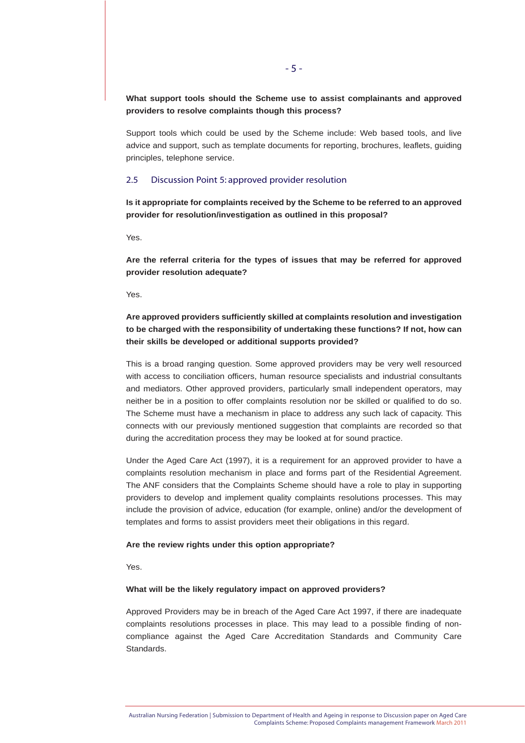**What support tools should the Scheme use to assist complainants and approved providers to resolve complaints though this process?**

Support tools which could be used by the Scheme include: Web based tools, and live advice and support, such as template documents for reporting, brochures, leaflets, guiding principles, telephone service.

## 2.5 Discussion Point 5: approved provider resolution

**Is it appropriate for complaints received by the Scheme to be referred to an approved provider for resolution/investigation as outlined in this proposal?**

Yes.

**Are the referral criteria for the types of issues that may be referred for approved provider resolution adequate?**

Yes.

**Are approved providers sufficiently skilled at complaints resolution and investigation to be charged with the responsibility of undertaking these functions? If not, how can their skills be developed or additional supports provided?**

This is a broad ranging question. Some approved providers may be very well resourced with access to conciliation officers, human resource specialists and industrial consultants and mediators. Other approved providers, particularly small independent operators, may neither be in a position to offer complaints resolution nor be skilled or qualified to do so. The Scheme must have a mechanism in place to address any such lack of capacity. This connects with our previously mentioned suggestion that complaints are recorded so that during the accreditation process they may be looked at for sound practice.

Under the Aged Care Act (1997), it is a requirement for an approved provider to have a complaints resolution mechanism in place and forms part of the Residential Agreement. The ANF considers that the Complaints Scheme should have a role to play in supporting providers to develop and implement quality complaints resolutions processes. This may include the provision of advice, education (for example, online) and/or the development of templates and forms to assist providers meet their obligations in this regard.

**Are the review rights under this option appropriate?**

Yes.

**What will be the likely regulatory impact on approved providers?**

Approved Providers may be in breach of the Aged Care Act 1997, if there are inadequate complaints resolutions processes in place. This may lead to a possible finding of non-compliance against the Aged Care Accreditation Standards and Community Care Standards.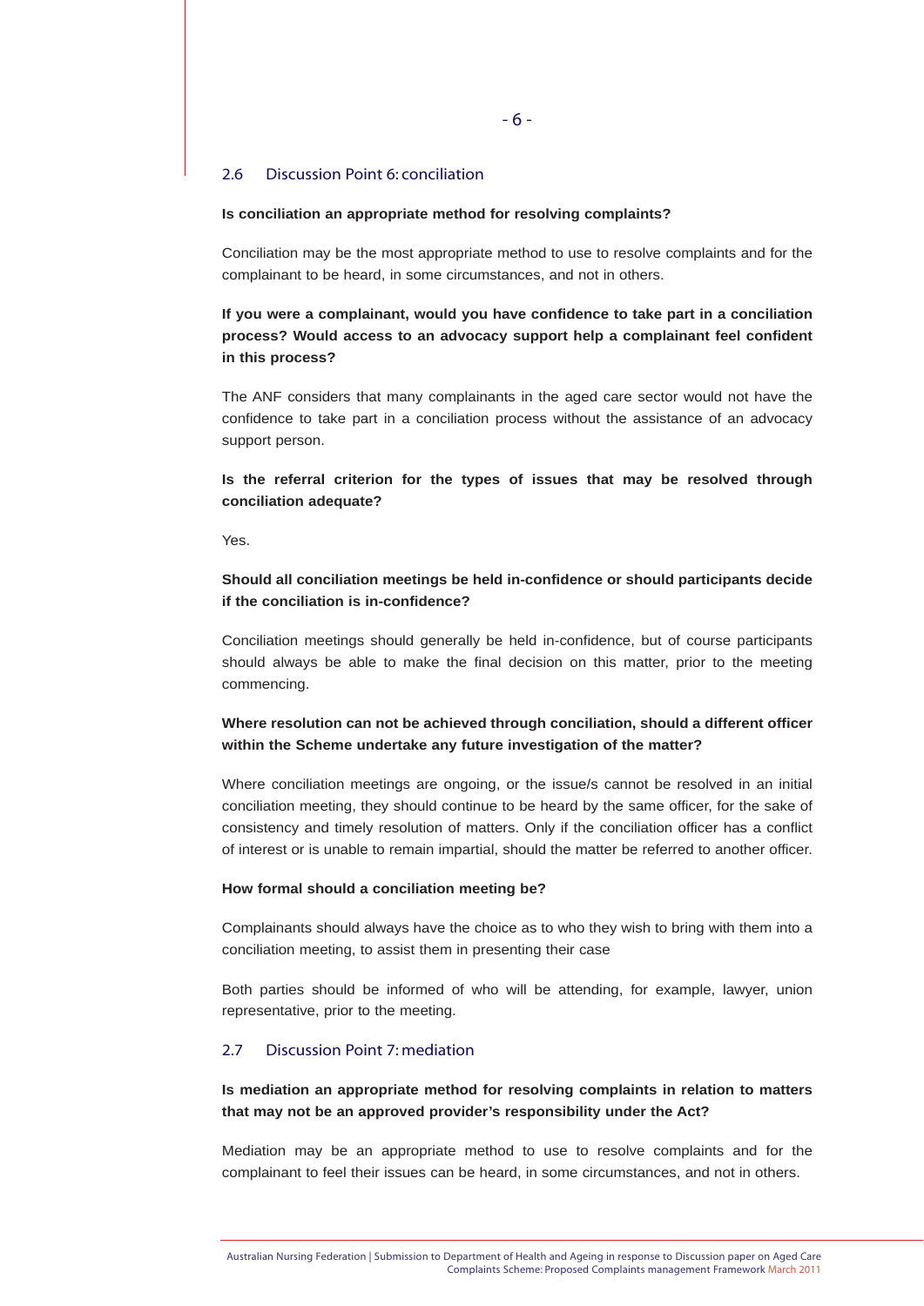## 2.6 Discussion Point 6: conciliation

**Is conciliation an appropriate method for resolving complaints?**

Conciliation may be the most appropriate method to use to resolve complaints and for the complainant to be heard, in some circumstances, and not in others.

**If you were a complainant, would you have confidence to take part in a conciliation process? Would access to an advocacy support help a complainant feel confident in this process?**

The ANF considers that many complainants in the aged care sector would not have the confidence to take part in a conciliation process without the assistance of an advocacy support person.

**Is the referral criterion for the types of issues that may be resolved through conciliation adequate?**

Yes.

**Should all conciliation meetings be held in-confidence or should participants decide if the conciliation is in-confidence?**

Conciliation meetings should generally be held in-confidence, but of course participants should always be able to make the final decision on this matter, prior to the meeting commencing.

**Where resolution can not be achieved through conciliation, should a different officer within the Scheme undertake any future investigation of the matter?**

Where conciliation meetings are ongoing, or the issue/s cannot be resolved in an initial conciliation meeting, they should continue to be heard by the same officer, for the sake of consistency and timely resolution of matters. Only if the conciliation officer has a conflict of interest or is unable to remain impartial, should the matter be referred to another officer.

**How formal should a conciliation meeting be?**

Complainants should always have the choice as to who they wish to bring with them into a conciliation meeting, to assist them in presenting their case

Both parties should be informed of who will be attending, for example, lawyer, union representative, prior to the meeting.

## 2.7 Discussion Point 7: mediation

**Is mediation an appropriate method for resolving complaints in relation to matters that may not be an approved provider's responsibility under the Act?**

Mediation may be an appropriate method to use to resolve complaints and for the complainant to feel their issues can be heard, in some circumstances, and not in others.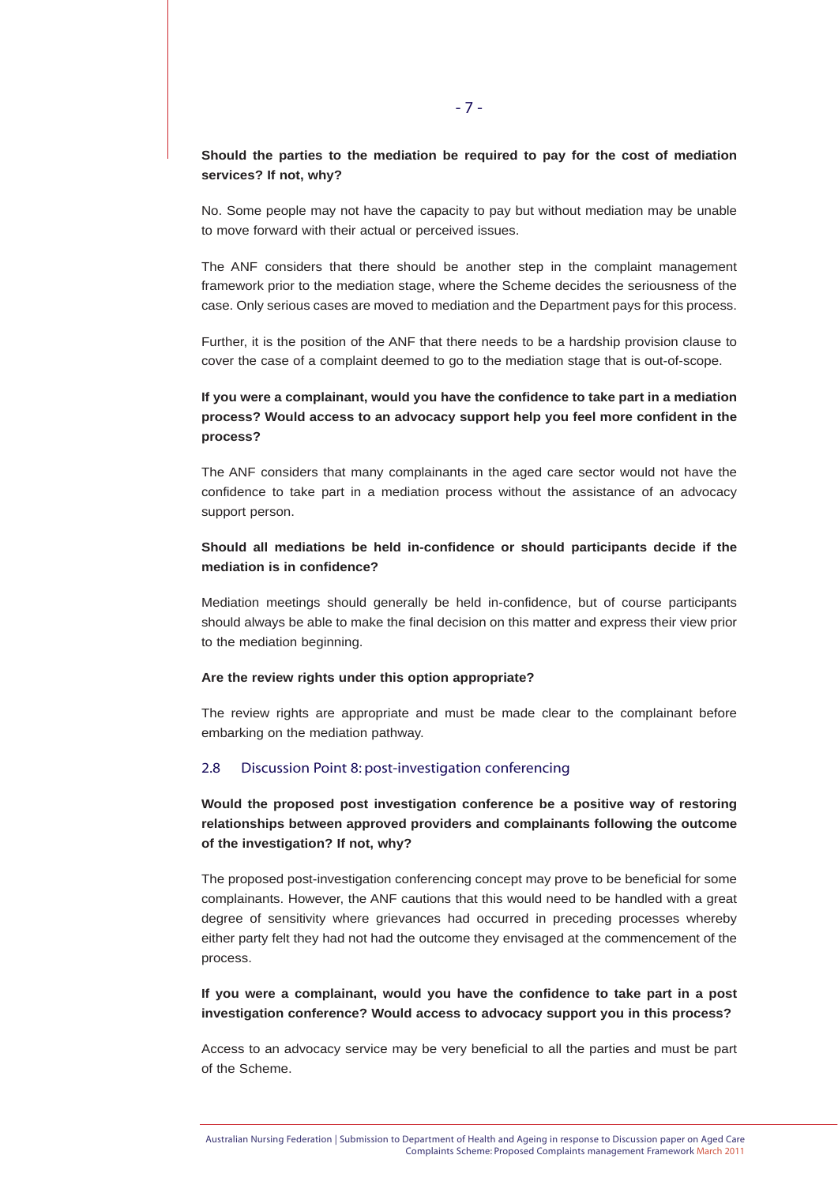**Should the parties to the mediation be required to pay for the cost of mediation services? If not, why?**

No. Some people may not have the capacity to pay but without mediation may be unable to move forward with their actual or perceived issues.

The ANF considers that there should be another step in the complaint management framework prior to the mediation stage, where the Scheme decides the seriousness of the case. Only serious cases are moved to mediation and the Department pays for this process.

Further, it is the position of the ANF that there needs to be a hardship provision clause to cover the case of a complaint deemed to go to the mediation stage that is out-of-scope.

**If you were a complainant, would you have the confidence to take part in a mediation process? Would access to an advocacy support help you feel more confident in the process?**

The ANF considers that many complainants in the aged care sector would not have the confidence to take part in a mediation process without the assistance of an advocacy support person.

**Should all mediations be held in-confidence or should participants decide if the mediation is in confidence?**

Mediation meetings should generally be held in-confidence, but of course participants should always be able to make the final decision on this matter and express their view prior to the mediation beginning.

**Are the review rights under this option appropriate?**

The review rights are appropriate and must be made clear to the complainant before embarking on the mediation pathway.

## 2.8 Discussion Point 8: post-investigation conferencing

**Would the proposed post investigation conference be a positive way of restoring relationships between approved providers and complainants following the outcome of the investigation? If not, why?**

The proposed post-investigation conferencing concept may prove to be beneficial for some complainants. However, the ANF cautions that this would need to be handled with a great degree of sensitivity where grievances had occurred in preceding processes whereby either party felt they had not had the outcome they envisaged at the commencement of the process.

**If you were a complainant, would you have the confidence to take part in a post investigation conference? Would access to advocacy support you in this process?**

Access to an advocacy service may be very beneficial to all the parties and must be part of the Scheme.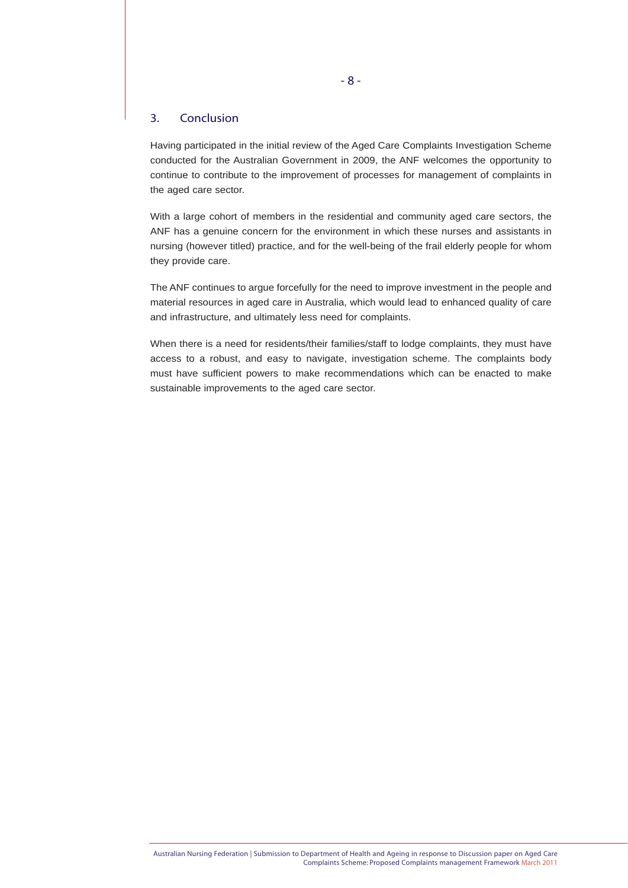## 3. Conclusion

Having participated in the initial review of the Aged Care Complaints Investigation Scheme conducted for the Australian Government in 2009, the ANF welcomes the opportunity to continue to contribute to the improvement of processes for management of complaints in the aged care sector.

With a large cohort of members in the residential and community aged care sectors, the ANF has a genuine concern for the environment in which these nurses and assistants in nursing (however titled) practice, and for the well-being of the frail elderly people for whom they provide care.

The ANF continues to argue forcefully for the need to improve investment in the people and material resources in aged care in Australia, which would lead to enhanced quality of care and infrastructure, and ultimately less need for complaints.

When there is a need for residents/their families/staff to lodge complaints, they must have access to a robust, and easy to navigate, investigation scheme. The complaints body must have sufficient powers to make recommendations which can be enacted to make sustainable improvements to the aged care sector.